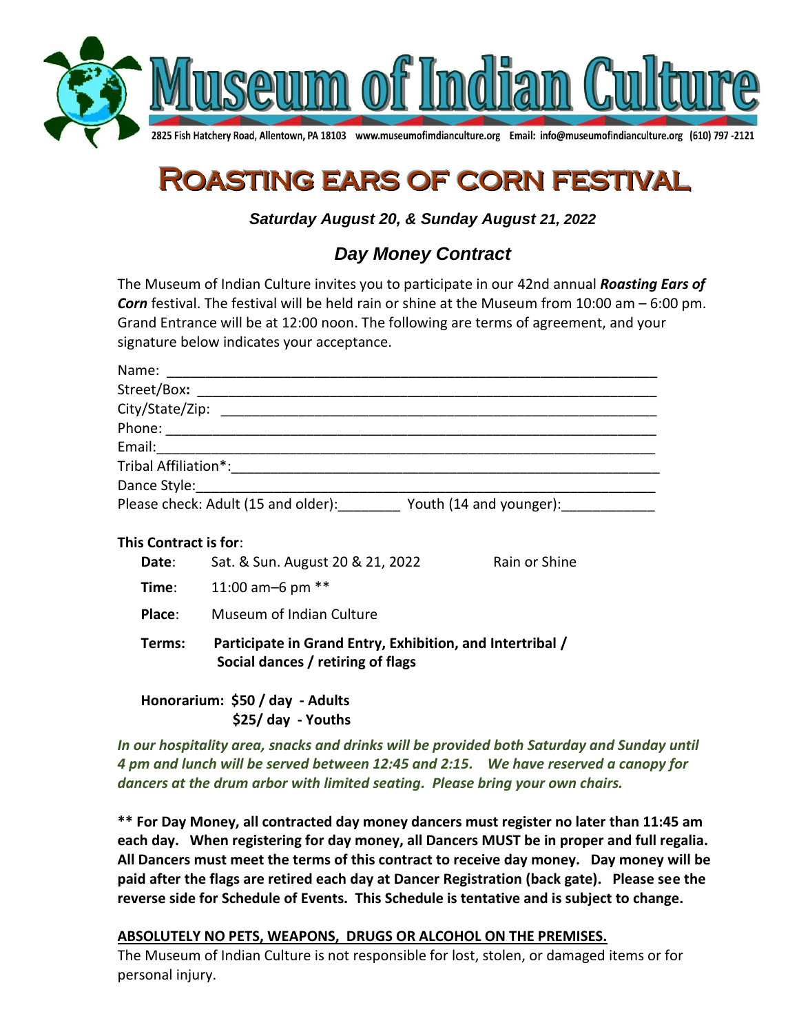# Museum of Indian Culture

2825 Fish Hatchery Road, Allentown, PA 18103 www.museumofimdianculture.org Email: info@museumofindianculture.org (610) 797 -2121

# Roasting Ears of Corn Festival

***Saturday August 20, & Sunday August 21, 2022***

## *Day Money Contract*

The Museum of Indian Culture invites you to participate in our 42nd annual ***Roasting Ears of Corn*** festival. The festival will be held rain or shine at the Museum from 10:00 am – 6:00 pm. Grand Entrance will be at 12:00 noon. The following are terms of agreement, and your signature below indicates your acceptance.

Name: ______________________________________________________________

Street/Box: __________________________________________________________

City/State/Zip: _______________________________________________________

Phone: _____________________________________________________________

Email: ______________________________________________________________

Tribal Affiliation*: ___________________________________________________

Dance Style: _________________________________________________________

Please check: Adult (15 and older): ________ Youth (14 and younger): ____________

**This Contract is for**:

**Date**: Sat. & Sun. August 20 & 21, 2022 Rain or Shine

**Time**: 11:00 am–6 pm **

**Place**: Museum of Indian Culture

**Terms: Participate in Grand Entry, Exhibition, and Intertribal / Social dances / retiring of flags**

**Honorarium: $50 / day - Adults**
**$25/ day - Youths**

***In our hospitality area, snacks and drinks will be provided both Saturday and Sunday until 4 pm and lunch will be served between 12:45 and 2:15. We have reserved a canopy for dancers at the drum arbor with limited seating. Please bring your own chairs.***

**** For Day Money, all contracted day money dancers must register no later than 11:45 am each day. When registering for day money, all Dancers MUST be in proper and full regalia. All Dancers must meet the terms of this contract to receive day money. Day money will be paid after the flags are retired each day at Dancer Registration (back gate). Please see the reverse side for Schedule of Events. This Schedule is tentative and is subject to change.**

**<u>ABSOLUTELY NO PETS, WEAPONS, DRUGS OR ALCOHOL ON THE PREMISES.</u>**

The Museum of Indian Culture is not responsible for lost, stolen, or damaged items or for personal injury.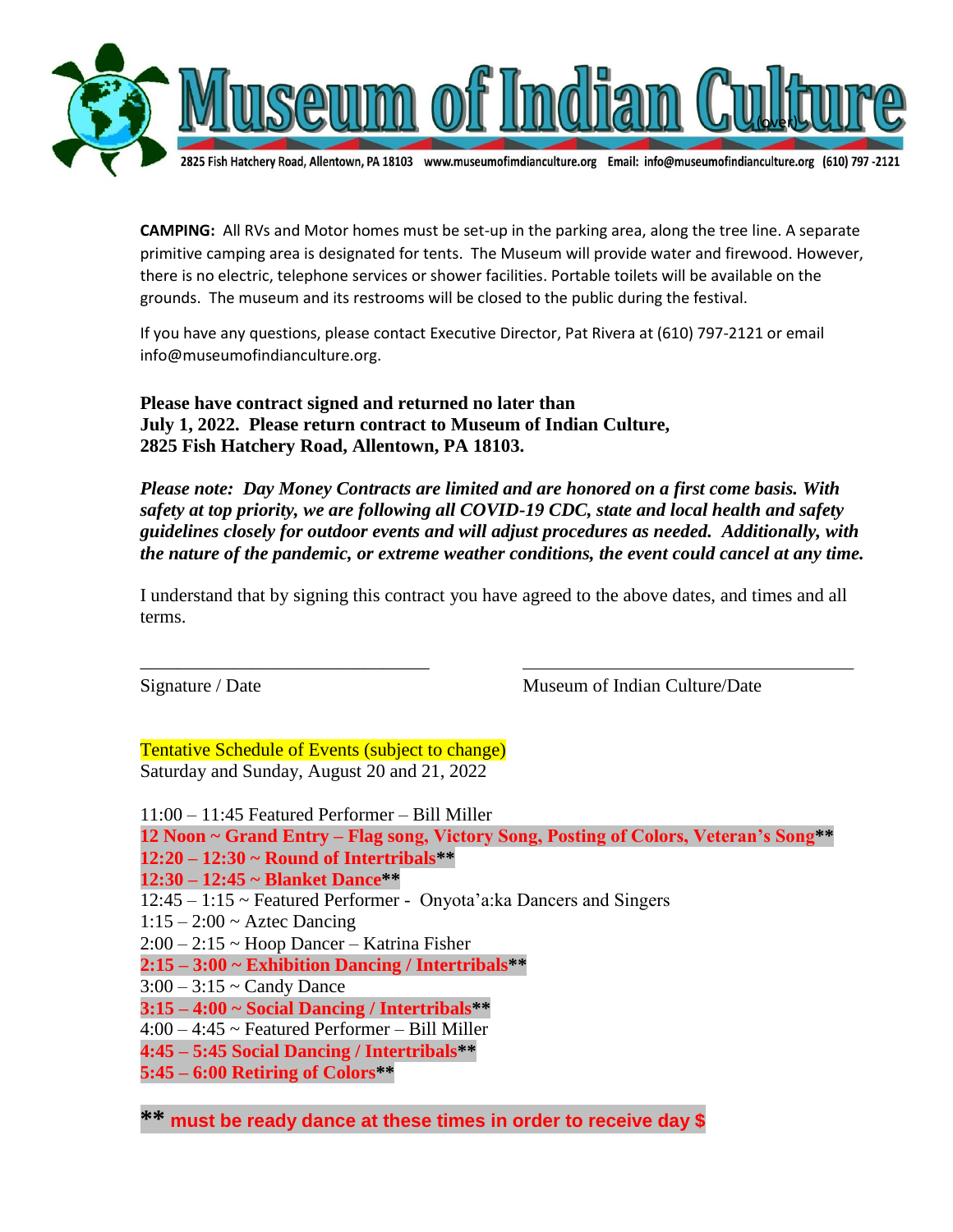# Museum of Indian Culture

2825 Fish Hatchery Road, Allentown, PA 18103 www.museumofimdianculture.org Email: info@museumofindianculture.org (610) 797 -2121

(over)

**CAMPING:** All RVs and Motor homes must be set-up in the parking area, along the tree line. A separate primitive camping area is designated for tents. The Museum will provide water and firewood. However, there is no electric, telephone services or shower facilities. Portable toilets will be available on the grounds. The museum and its restrooms will be closed to the public during the festival.

If you have any questions, please contact Executive Director, Pat Rivera at (610) 797-2121 or email info@museumofindianculture.org.

**Please have contract signed and returned no later than July 1, 2022. Please return contract to Museum of Indian Culture, 2825 Fish Hatchery Road, Allentown, PA 18103.**

***Please note: Day Money Contracts are limited and are honored on a first come basis. With safety at top priority, we are following all COVID-19 CDC, state and local health and safety guidelines closely for outdoor events and will adjust procedures as needed. Additionally, with the nature of the pandemic, or extreme weather conditions, the event could cancel at any time.***

I understand that by signing this contract you have agreed to the above dates, and times and all terms.

________________________________ ____________________________________

Signature / Date Museum of Indian Culture/Date

Tentative Schedule of Events (subject to change)
Saturday and Sunday, August 20 and 21, 2022

11:00 – 11:45 Featured Performer – Bill Miller
**12 Noon ~ Grand Entry – Flag song, Victory Song, Posting of Colors, Veteran's Song****
**12:20 – 12:30 ~ Round of Intertribals****
**12:30 – 12:45 ~ Blanket Dance****
12:45 – 1:15 ~ Featured Performer - Onyota'a:ka Dancers and Singers
1:15 – 2:00 ~ Aztec Dancing
2:00 – 2:15 ~ Hoop Dancer – Katrina Fisher
**2:15 – 3:00 ~ Exhibition Dancing / Intertribals****
3:00 – 3:15 ~ Candy Dance
**3:15 – 4:00 ~ Social Dancing / Intertribals****
4:00 – 4:45 ~ Featured Performer – Bill Miller
**4:45 – 5:45 Social Dancing / Intertribals****
**5:45 – 6:00 Retiring of Colors****

**** must be ready dance at these times in order to receive day $**